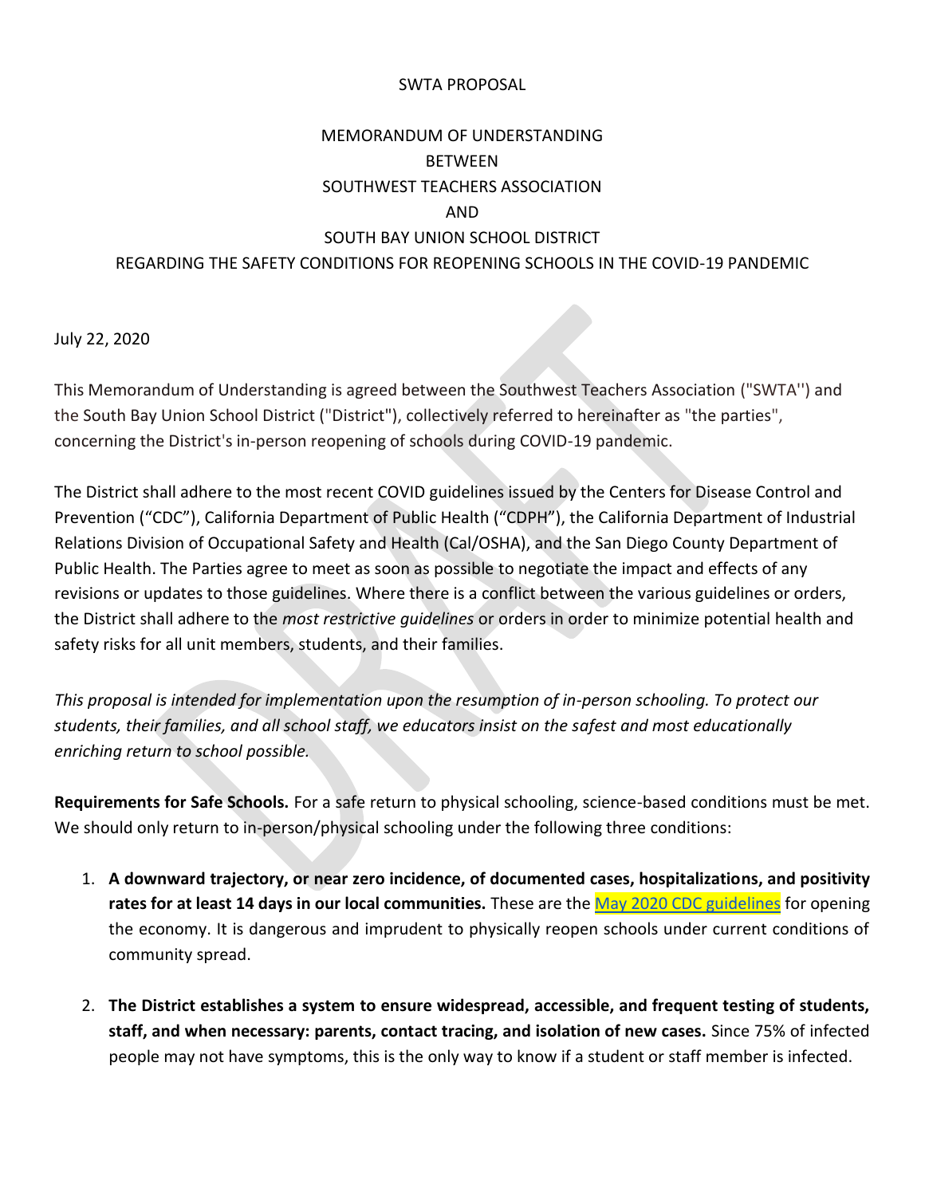SWTA PROPOSAL

# MEMORANDUM OF UNDERSTANDING BETWEEN SOUTHWEST TEACHERS ASSOCIATION AND SOUTH BAY UNION SCHOOL DISTRICT REGARDING THE SAFETY CONDITIONS FOR REOPENING SCHOOLS IN THE COVID-19 PANDEMIC

July 22, 2020

This Memorandum of Understanding is agreed between the Southwest Teachers Association ("SWTA'') and the South Bay Union School District ("District"), collectively referred to hereinafter as "the parties", concerning the District's in-person reopening of schools during COVID-19 pandemic.

The District shall adhere to the most recent COVID guidelines issued by the Centers for Disease Control and Prevention ("CDC"), California Department of Public Health ("CDPH"), the California Department of Industrial Relations Division of Occupational Safety and Health (Cal/OSHA), and the San Diego County Department of Public Health. The Parties agree to meet as soon as possible to negotiate the impact and effects of any revisions or updates to those guidelines. Where there is a conflict between the various guidelines or orders, the District shall adhere to the *most restrictive guidelines* or orders in order to minimize potential health and safety risks for all unit members, students, and their families.

*This proposal is intended for implementation upon the resumption of in-person schooling. To protect our students, their families, and all school staff, we educators insist on the safest and most educationally enriching return to school possible.*

**Requirements for Safe Schools.** For a safe return to physical schooling, science-based conditions must be met. We should only return to in-person/physical schooling under the following three conditions:

1. **A downward trajectory, or near zero incidence, of documented cases, hospitalizations, and positivity rates for at least 14 days in our local communities.** These are the May 2020 CDC guidelines for opening the economy. It is dangerous and imprudent to physically reopen schools under current conditions of community spread.

2. **The District establishes a system to ensure widespread, accessible, and frequent testing of students, staff, and when necessary: parents, contact tracing, and isolation of new cases.** Since 75% of infected people may not have symptoms, this is the only way to know if a student or staff member is infected.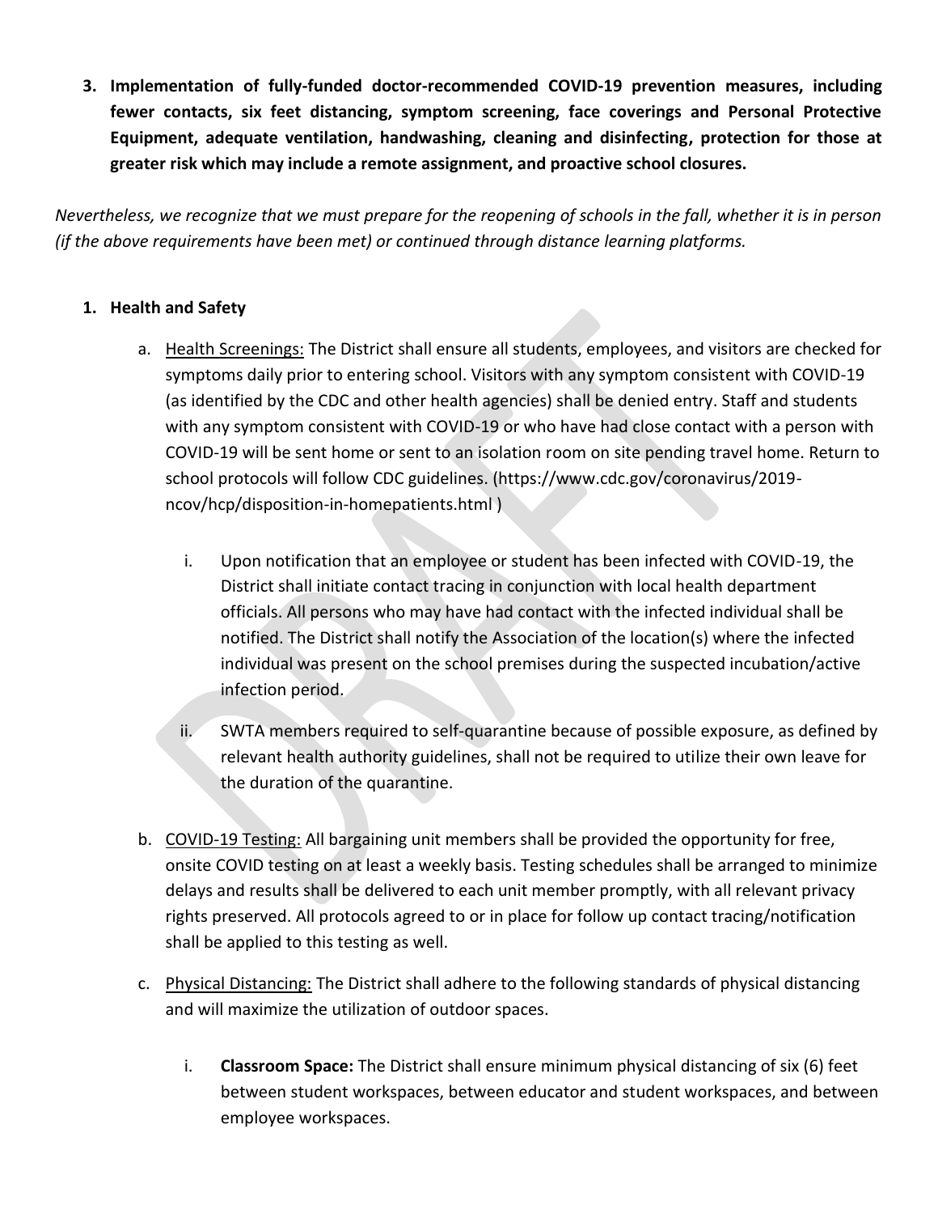3. **Implementation of fully-funded doctor-recommended COVID-19 prevention measures, including fewer contacts, six feet distancing, symptom screening, face coverings and Personal Protective Equipment, adequate ventilation, handwashing, cleaning and disinfecting, protection for those at greater risk which may include a remote assignment, and proactive school closures.**

*Nevertheless, we recognize that we must prepare for the reopening of schools in the fall, whether it is in person (if the above requirements have been met) or continued through distance learning platforms.*

1. **Health and Safety**

   a. <u>Health Screenings:</u> The District shall ensure all students, employees, and visitors are checked for symptoms daily prior to entering school. Visitors with any symptom consistent with COVID-19 (as identified by the CDC and other health agencies) shall be denied entry. Staff and students with any symptom consistent with COVID-19 or who have had close contact with a person with COVID-19 will be sent home or sent to an isolation room on site pending travel home. Return to school protocols will follow CDC guidelines. (https://www.cdc.gov/coronavirus/2019-ncov/hcp/disposition-in-homepatients.html )

      i. Upon notification that an employee or student has been infected with COVID-19, the District shall initiate contact tracing in conjunction with local health department officials. All persons who may have had contact with the infected individual shall be notified. The District shall notify the Association of the location(s) where the infected individual was present on the school premises during the suspected incubation/active infection period.

      ii. SWTA members required to self-quarantine because of possible exposure, as defined by relevant health authority guidelines, shall not be required to utilize their own leave for the duration of the quarantine.

   b. <u>COVID-19 Testing:</u> All bargaining unit members shall be provided the opportunity for free, onsite COVID testing on at least a weekly basis. Testing schedules shall be arranged to minimize delays and results shall be delivered to each unit member promptly, with all relevant privacy rights preserved. All protocols agreed to or in place for follow up contact tracing/notification shall be applied to this testing as well.

   c. <u>Physical Distancing:</u> The District shall adhere to the following standards of physical distancing and will maximize the utilization of outdoor spaces.

      i. **Classroom Space:** The District shall ensure minimum physical distancing of six (6) feet between student workspaces, between educator and student workspaces, and between employee workspaces.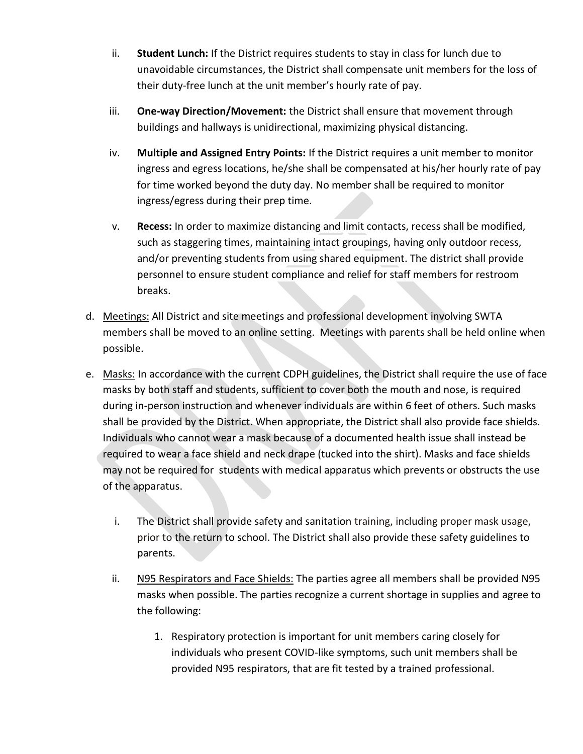ii. **Student Lunch:** If the District requires students to stay in class for lunch due to unavoidable circumstances, the District shall compensate unit members for the loss of their duty-free lunch at the unit member's hourly rate of pay.

iii. **One-way Direction/Movement:** the District shall ensure that movement through buildings and hallways is unidirectional, maximizing physical distancing.

iv. **Multiple and Assigned Entry Points:** If the District requires a unit member to monitor ingress and egress locations, he/she shall be compensated at his/her hourly rate of pay for time worked beyond the duty day. No member shall be required to monitor ingress/egress during their prep time.

v. **Recess:** In order to maximize distancing and limit contacts, recess shall be modified, such as staggering times, maintaining intact groupings, having only outdoor recess, and/or preventing students from using shared equipment. The district shall provide personnel to ensure student compliance and relief for staff members for restroom breaks.

d. Meetings: All District and site meetings and professional development involving SWTA members shall be moved to an online setting. Meetings with parents shall be held online when possible.

e. Masks: In accordance with the current CDPH guidelines, the District shall require the use of face masks by both staff and students, sufficient to cover both the mouth and nose, is required during in-person instruction and whenever individuals are within 6 feet of others. Such masks shall be provided by the District. When appropriate, the District shall also provide face shields. Individuals who cannot wear a mask because of a documented health issue shall instead be required to wear a face shield and neck drape (tucked into the shirt). Masks and face shields may not be required for students with medical apparatus which prevents or obstructs the use of the apparatus.

i. The District shall provide safety and sanitation training, including proper mask usage, prior to the return to school. The District shall also provide these safety guidelines to parents.

ii. N95 Respirators and Face Shields: The parties agree all members shall be provided N95 masks when possible. The parties recognize a current shortage in supplies and agree to the following:

1. Respiratory protection is important for unit members caring closely for individuals who present COVID-like symptoms, such unit members shall be provided N95 respirators, that are fit tested by a trained professional.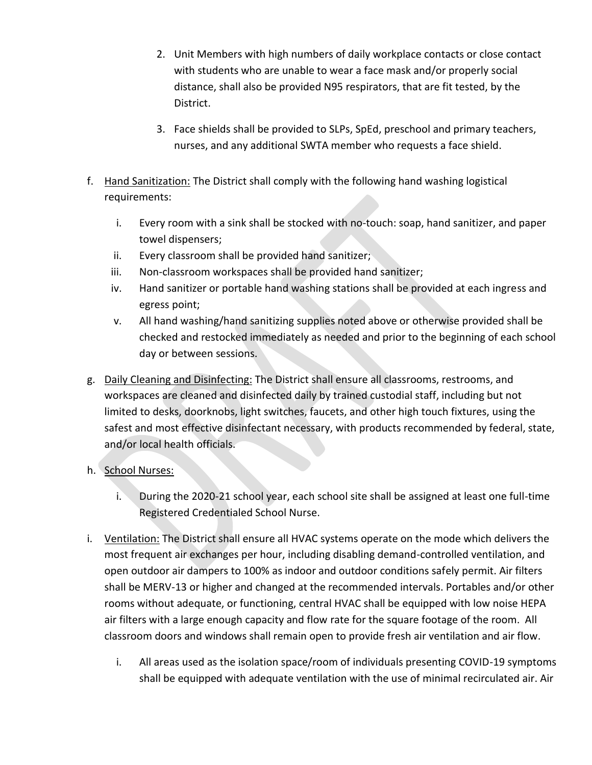2. Unit Members with high numbers of daily workplace contacts or close contact with students who are unable to wear a face mask and/or properly social distance, shall also be provided N95 respirators, that are fit tested, by the District.

3. Face shields shall be provided to SLPs, SpEd, preschool and primary teachers, nurses, and any additional SWTA member who requests a face shield.

f. Hand Sanitization: The District shall comply with the following hand washing logistical requirements:

   i. Every room with a sink shall be stocked with no-touch: soap, hand sanitizer, and paper towel dispensers;
   ii. Every classroom shall be provided hand sanitizer;
   iii. Non-classroom workspaces shall be provided hand sanitizer;
   iv. Hand sanitizer or portable hand washing stations shall be provided at each ingress and egress point;
   v. All hand washing/hand sanitizing supplies noted above or otherwise provided shall be checked and restocked immediately as needed and prior to the beginning of each school day or between sessions.

g. Daily Cleaning and Disinfecting: The District shall ensure all classrooms, restrooms, and workspaces are cleaned and disinfected daily by trained custodial staff, including but not limited to desks, doorknobs, light switches, faucets, and other high touch fixtures, using the safest and most effective disinfectant necessary, with products recommended by federal, state, and/or local health officials.

h. School Nurses:

   i. During the 2020-21 school year, each school site shall be assigned at least one full-time Registered Credentialed School Nurse.

i. Ventilation: The District shall ensure all HVAC systems operate on the mode which delivers the most frequent air exchanges per hour, including disabling demand-controlled ventilation, and open outdoor air dampers to 100% as indoor and outdoor conditions safely permit. Air filters shall be MERV-13 or higher and changed at the recommended intervals. Portables and/or other rooms without adequate, or functioning, central HVAC shall be equipped with low noise HEPA air filters with a large enough capacity and flow rate for the square footage of the room. All classroom doors and windows shall remain open to provide fresh air ventilation and air flow.

   i. All areas used as the isolation space/room of individuals presenting COVID-19 symptoms shall be equipped with adequate ventilation with the use of minimal recirculated air. Air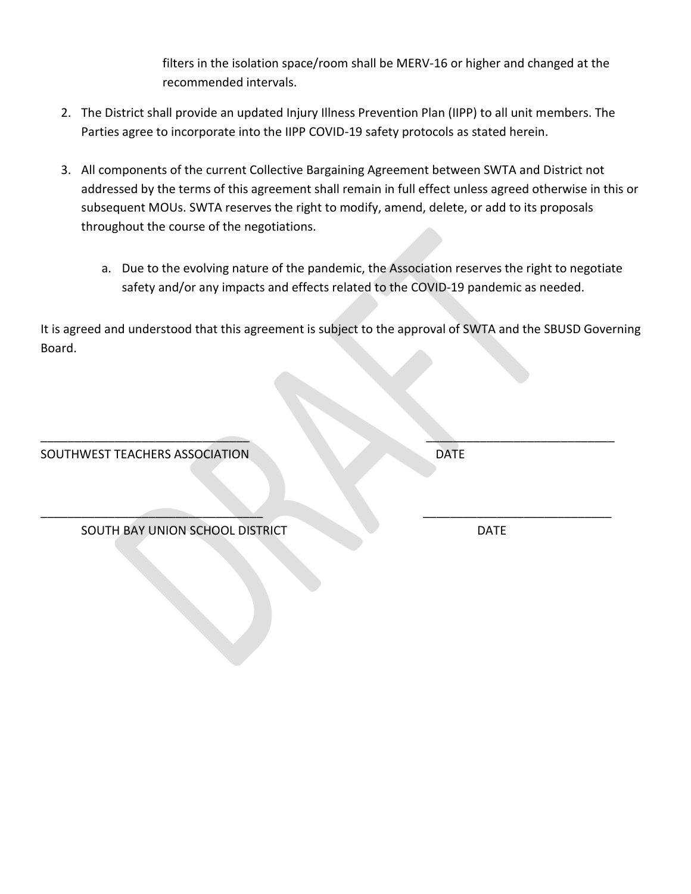filters in the isolation space/room shall be MERV-16 or higher and changed at the recommended intervals.

2. The District shall provide an updated Injury Illness Prevention Plan (IIPP) to all unit members. The Parties agree to incorporate into the IIPP COVID-19 safety protocols as stated herein.

3. All components of the current Collective Bargaining Agreement between SWTA and District not addressed by the terms of this agreement shall remain in full effect unless agreed otherwise in this or subsequent MOUs. SWTA reserves the right to modify, amend, delete, or add to its proposals throughout the course of the negotiations.

   a. Due to the evolving nature of the pandemic, the Association reserves the right to negotiate safety and/or any impacts and effects related to the COVID-19 pandemic as needed.

It is agreed and understood that this agreement is subject to the approval of SWTA and the SBUSD Governing Board.

_______________________________ _______________________________

SOUTHWEST TEACHERS ASSOCIATION DATE

_______________________________ _______________________________

SOUTH BAY UNION SCHOOL DISTRICT DATE

DRAFT